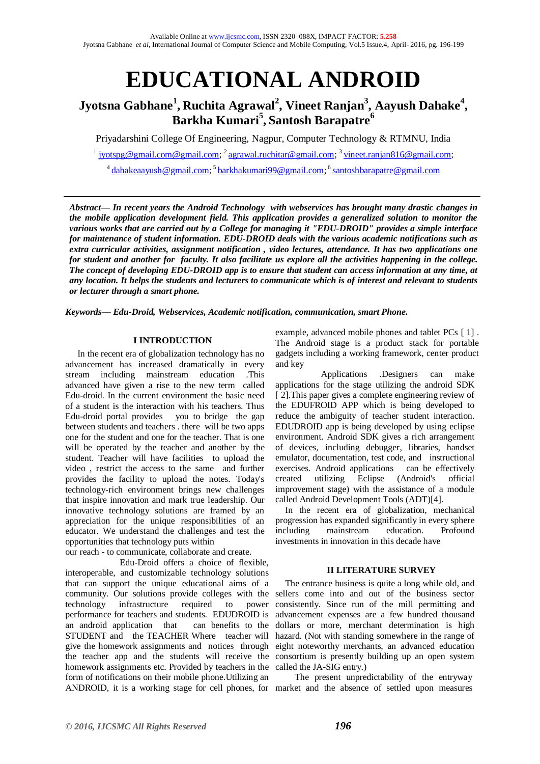# EDUCATIONAL ANDROID

## Jyotsna Gabhane[1], Ruchita Agrawal[2], Vineet Ranjan[3], Aayush Dahake[4], Barkha Kumari[5], Santosh Barapatre[6]

Priyadarshini College Of Engineering, Nagpur, Computer Technology & RTMNU, India

[1] jyotspg@gmail.com@gmail.com; [2] agrawal.ruchitar@gmail.com; [3] vineet.ranjan816@gmail.com;

[4] dahakeaayush@gmail.com; [5] barkhakumari99@gmail.com; [6] santoshbarapatre@gmail.com

***Abstract— In recent years the Android Technology with webservices has brought many drastic changes in the mobile application development field. This application provides a generalized solution to monitor the various works that are carried out by a College for managing it "EDU-DROID" provides a simple interface for maintenance of student information. EDU-DROID deals with the various academic notifications such as extra curricular activities, assignment notification , video lectures, attendance. It has two applications one for student and another for faculty. It also facilitate us explore all the activities happening in the college. The concept of developing EDU-DROID app is to ensure that student can access information at any time, at any location. It helps the students and lecturers to communicate which is of interest and relevant to students or lecturer through a smart phone.***

***Keywords— Edu-Droid, Webservices, Academic notification, communication, smart Phone.***

## I INTRODUCTION

In the recent era of globalization technology has no advancement has increased dramatically in every stream including mainstream education .This advanced have given a rise to the new term called Edu-droid. In the current environment the basic need of a student is the interaction with his teachers. Thus Edu-droid portal provides you to bridge the gap between students and teachers . there will be two apps one for the student and one for the teacher. That is one will be operated by the teacher and another by the student. Teacher will have facilities to upload the video , restrict the access to the same and further provides the facility to upload the notes. Today's technology-rich environment brings new challenges that inspire innovation and mark true leadership. Our innovative technology solutions are framed by an appreciation for the unique responsibilities of an educator. We understand the challenges and test the opportunities that technology puts within our reach - to communicate, collaborate and create.

Edu-Droid offers a choice of flexible, interoperable, and customizable technology solutions that can support the unique educational aims of a community. Our solutions provide colleges with the technology infrastructure required to power performance for teachers and students. EDUDROID is an android application that can benefits to the STUDENT and the TEACHER Where teacher will give the homework assignments and notices through the teacher app and the students will receive the homework assignments etc. Provided by teachers in the form of notifications on their mobile phone.Utilizing an ANDROID, it is a working stage for cell phones, for example, advanced mobile phones and tablet PCs [ 1] . The Android stage is a product stack for portable gadgets including a working framework, center product and key

Applications .Designers can make applications for the stage utilizing the android SDK [ 2].This paper gives a complete engineering review of the EDUFROID APP which is being developed to reduce the ambiguity of teacher student interaction. EDUDROID app is being developed by using eclipse environment. Android SDK gives a rich arrangement of devices, including debugger, libraries, handset emulator, documentation, test code, and instructional exercises. Android applications can be effectively created utilizing Eclipse (Android's official improvement stage) with the assistance of a module called Android Development Tools (ADT)[4].

In the recent era of globalization, mechanical progression has expanded significantly in every sphere including mainstream education. Profound investments in innovation in this decade have

## II LITERATURE SURVEY

The entrance business is quite a long while old, and sellers come into and out of the business sector consistently. Since run of the mill permitting and advancement expenses are a few hundred thousand dollars or more, merchant determination is high hazard. (Not with standing somewhere in the range of eight noteworthy merchants, an advanced education consortium is presently building up an open system called the JA-SIG entry.)

The present unpredictability of the entryway market and the absence of settled upon measures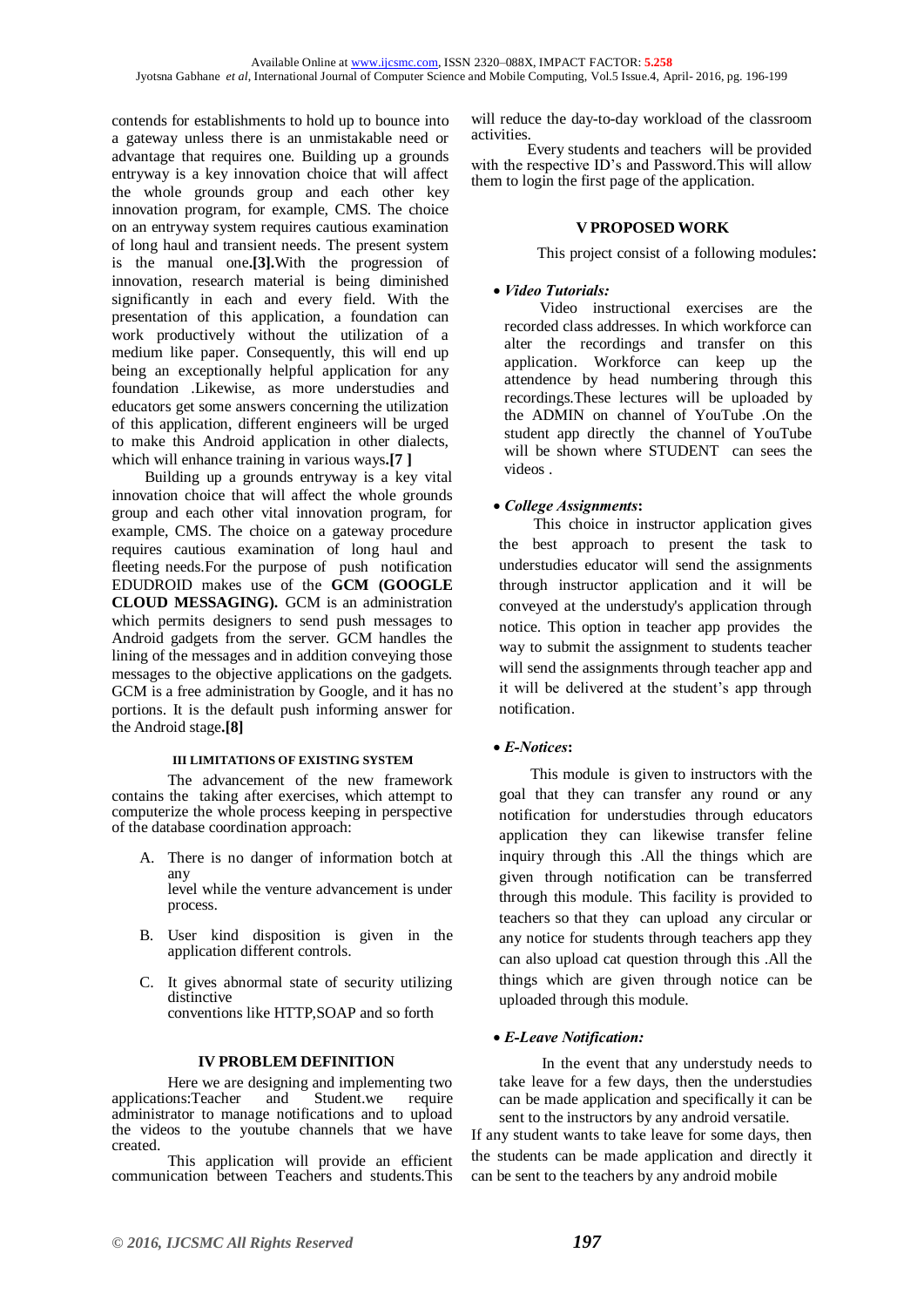contends for establishments to hold up to bounce into a gateway unless there is an unmistakable need or advantage that requires one. Building up a grounds entryway is a key innovation choice that will affect the whole grounds group and each other key innovation program, for example, CMS. The choice on an entryway system requires cautious examination of long haul and transient needs. The present system is the manual one.**[3].**With the progression of innovation, research material is being diminished significantly in each and every field. With the presentation of this application, a foundation can work productively without the utilization of a medium like paper. Consequently, this will end up being an exceptionally helpful application for any foundation .Likewise, as more understudies and educators get some answers concerning the utilization of this application, different engineers will be urged to make this Android application in other dialects, which will enhance training in various ways**.[7 ]**

Building up a grounds entryway is a key vital innovation choice that will affect the whole grounds group and each other vital innovation program, for example, CMS. The choice on a gateway procedure requires cautious examination of long haul and fleeting needs.For the purpose of push notification EDUDROID makes use of the **GCM (GOOGLE CLOUD MESSAGING).** GCM is an administration which permits designers to send push messages to Android gadgets from the server. GCM handles the lining of the messages and in addition conveying those messages to the objective applications on the gadgets. GCM is a free administration by Google, and it has no portions. It is the default push informing answer for the Android stage**.[8]**

### III LIMITATIONS OF EXISTING SYSTEM

The advancement of the new framework contains the taking after exercises, which attempt to computerize the whole process keeping in perspective of the database coordination approach:

A. There is no danger of information botch at any level while the venture advancement is under process.

B. User kind disposition is given in the application different controls.

C. It gives abnormal state of security utilizing distinctive conventions like HTTP,SOAP and so forth

### IV PROBLEM DEFINITION

Here we are designing and implementing two applications:Teacher and Student.we require administrator to manage notifications and to upload the videos to the youtube channels that we have created.

This application will provide an efficient communication between Teachers and students.This will reduce the day-to-day workload of the classroom activities.

Every students and teachers will be provided with the respective ID's and Password.This will allow them to login the first page of the application.

### V PROPOSED WORK

This project consist of a following modules:

- ***Video Tutorials:***

  Video instructional exercises are the recorded class addresses. In which workforce can alter the recordings and transfer on this application. Workforce can keep up the attendence by head numbering through this recordings.These lectures will be uploaded by the ADMIN on channel of YouTube .On the student app directly the channel of YouTube will be shown where STUDENT can sees the videos .

- ***College Assignments*:**

  This choice in instructor application gives the best approach to present the task to understudies educator will send the assignments through instructor application and it will be conveyed at the understudy's application through notice. This option in teacher app provides the way to submit the assignment to students teacher will send the assignments through teacher app and it will be delivered at the student's app through notification.

- ***E-Notices*:**

  This module is given to instructors with the goal that they can transfer any round or any notification for understudies through educators application they can likewise transfer feline inquiry through this .All the things which are given through notification can be transferred through this module. This facility is provided to teachers so that they can upload any circular or any notice for students through teachers app they can also upload cat question through this .All the things which are given through notice can be uploaded through this module.

- ***E-Leave Notification:***

  In the event that any understudy needs to take leave for a few days, then the understudies can be made application and specifically it can be sent to the instructors by any android versatile.

If any student wants to take leave for some days, then the students can be made application and directly it can be sent to the teachers by any android mobile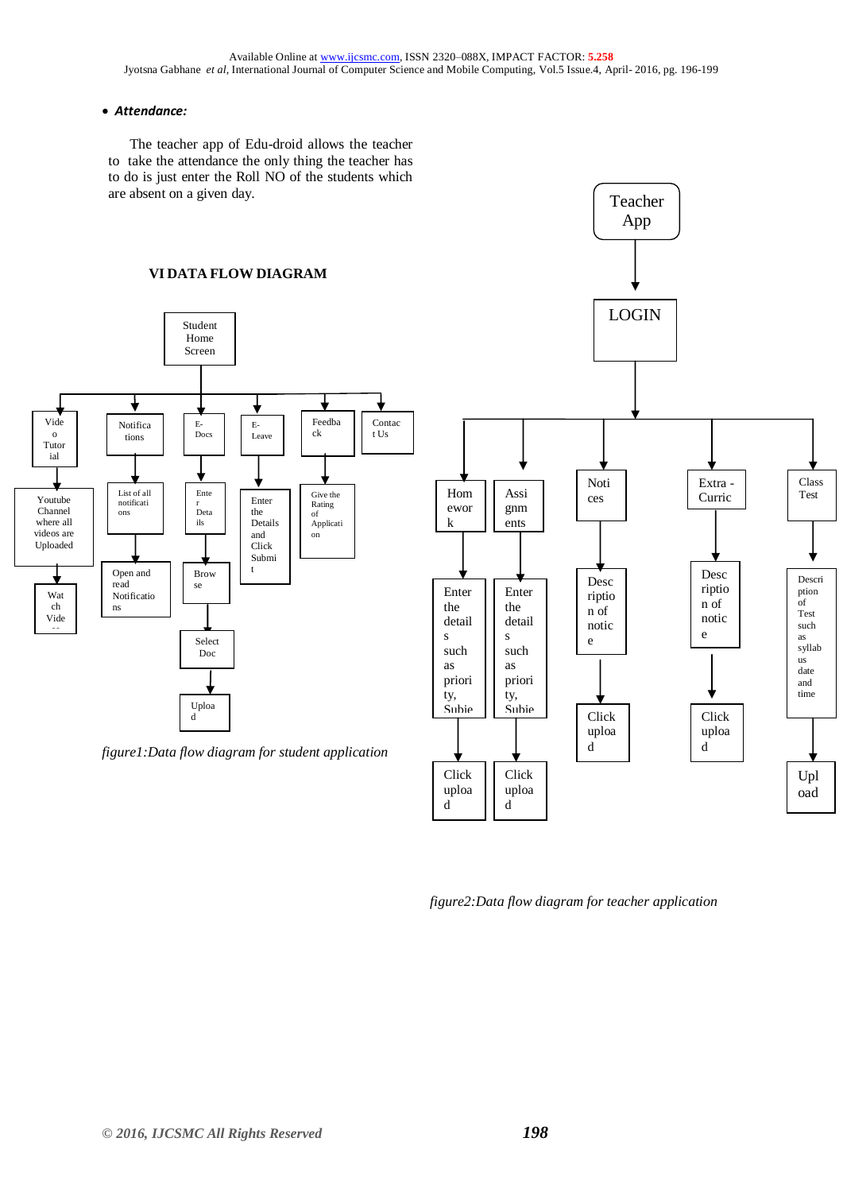- ***Attendance:***

The teacher app of Edu-droid allows the teacher to take the attendance the only thing the teacher has to do is just enter the Roll NO of the students which are absent on a given day.

### VI DATA FLOW DIAGRAM

*figure1:Data flow diagram for student application*

*figure2:Data flow diagram for teacher application*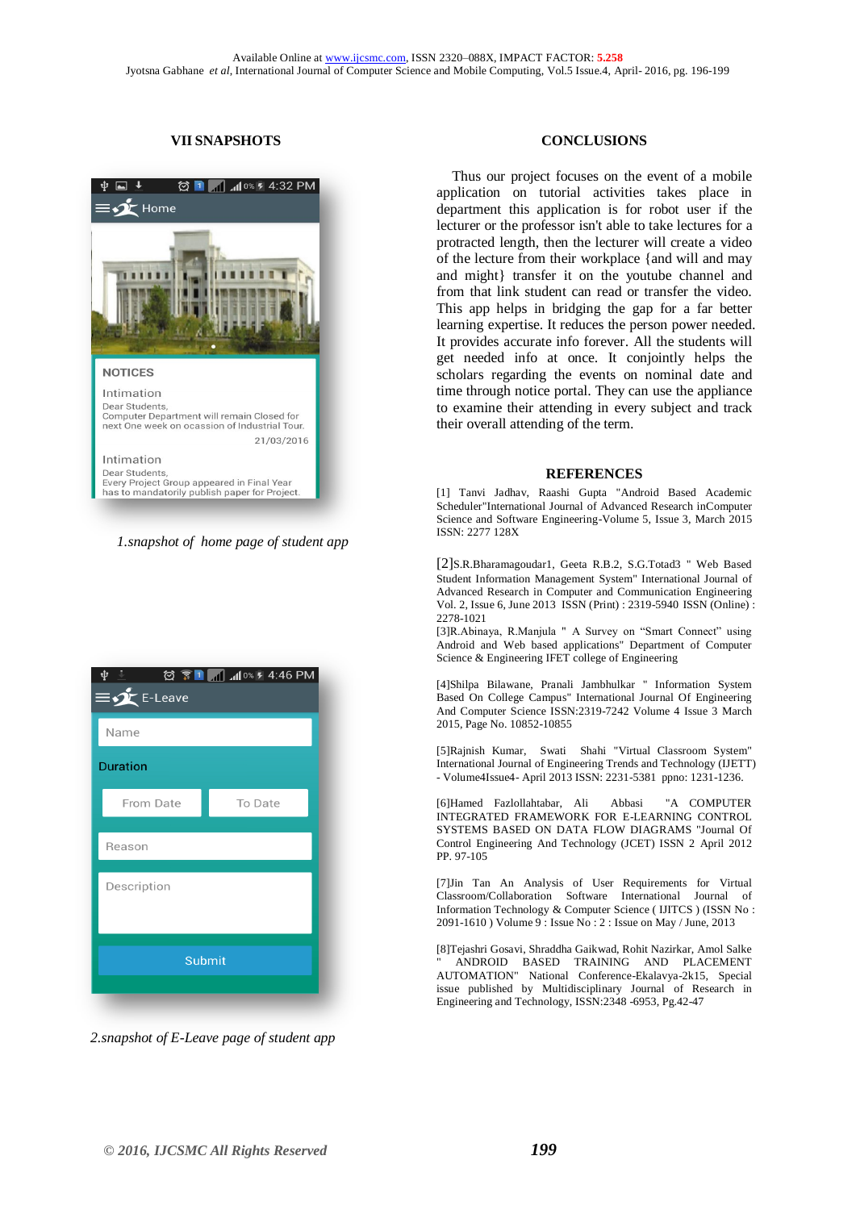## VII SNAPSHOTS

*1.snapshot of home page of student app*

*2.snapshot of E-Leave page of student app*

## CONCLUSIONS

Thus our project focuses on the event of a mobile application on tutorial activities takes place in department this application is for robot user if the lecturer or the professor isn't able to take lectures for a protracted length, then the lecturer will create a video of the lecture from their workplace {and will and may and might} transfer it on the youtube channel and from that link student can read or transfer the video. This app helps in bridging the gap for a far better learning expertise. It reduces the person power needed. It provides accurate info forever. All the students will get needed info at once. It conjointly helps the scholars regarding the events on nominal date and time through notice portal. They can use the appliance to examine their attending in every subject and track their overall attending of the term.

## REFERENCES

[1] Tanvi Jadhav, Raashi Gupta "Android Based Academic Scheduler"International Journal of Advanced Research inComputer Science and Software Engineering-Volume 5, Issue 3, March 2015 ISSN: 2277 128X

[2]S.R.Bharamagoudar1, Geeta R.B.2, S.G.Totad3 " Web Based Student Information Management System" International Journal of Advanced Research in Computer and Communication Engineering Vol. 2, Issue 6, June 2013 ISSN (Print) : 2319-5940 ISSN (Online) : 2278-1021

[3]R.Abinaya, R.Manjula " A Survey on "Smart Connect" using Android and Web based applications" Department of Computer Science & Engineering IFET college of Engineering

[4]Shilpa Bilawane, Pranali Jambhulkar " Information System Based On College Campus" International Journal Of Engineering And Computer Science ISSN:2319-7242 Volume 4 Issue 3 March 2015, Page No. 10852-10855

[5]Rajnish Kumar, Swati Shahi "Virtual Classroom System" International Journal of Engineering Trends and Technology (IJETT) - Volume4Issue4- April 2013 ISSN: 2231-5381 ppno: 1231-1236.

[6]Hamed Fazlollahtabar, Ali Abbasi "A COMPUTER INTEGRATED FRAMEWORK FOR E-LEARNING CONTROL SYSTEMS BASED ON DATA FLOW DIAGRAMS "Journal Of Control Engineering And Technology (JCET) ISSN 2 April 2012 PP. 97-105

[7]Jin Tan An Analysis of User Requirements for Virtual Classroom/Collaboration Software International Journal of Information Technology & Computer Science ( IJITCS ) (ISSN No : 2091-1610 ) Volume 9 : Issue No : 2 : Issue on May / June, 2013

[8]Tejashri Gosavi, Shraddha Gaikwad, Rohit Nazirkar, Amol Salke " ANDROID BASED TRAINING AND PLACEMENT AUTOMATION" National Conference-Ekalavya-2k15, Special issue published by Multidisciplinary Journal of Research in Engineering and Technology, ISSN:2348 -6953, Pg.42-47